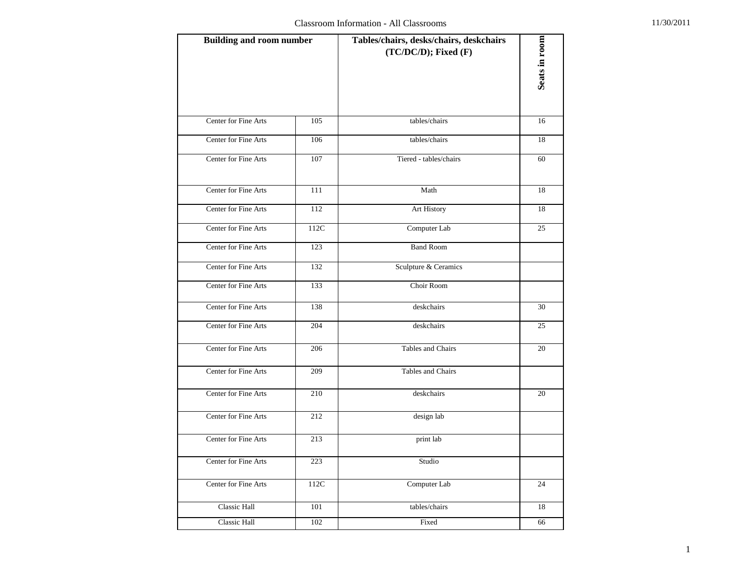# Classroom Information - All Classrooms

11/30/2011

| Building and room number | | Tables/chairs, desks/chairs, deskchairs (TC/DC/D); Fixed (F) | Seats in room |
|---|---|---|---|
| Center for Fine Arts | 105 | tables/chairs | 16 |
| Center for Fine Arts | 106 | tables/chairs | 18 |
| Center for Fine Arts | 107 | Tiered - tables/chairs | 60 |
| Center for Fine Arts | 111 | Math | 18 |
| Center for Fine Arts | 112 | Art History | 18 |
| Center for Fine Arts | 112C | Computer Lab | 25 |
| Center for Fine Arts | 123 | Band Room | |
| Center for Fine Arts | 132 | Sculpture & Ceramics | |
| Center for Fine Arts | 133 | Choir Room | |
| Center for Fine Arts | 138 | deskchairs | 30 |
| Center for Fine Arts | 204 | deskchairs | 25 |
| Center for Fine Arts | 206 | Tables and Chairs | 20 |
| Center for Fine Arts | 209 | Tables and Chairs | |
| Center for Fine Arts | 210 | deskchairs | 20 |
| Center for Fine Arts | 212 | design lab | |
| Center for Fine Arts | 213 | print lab | |
| Center for Fine Arts | 223 | Studio | |
| Center for Fine Arts | 112C | Computer Lab | 24 |
| Classic Hall | 101 | tables/chairs | 18 |
| Classic Hall | 102 | Fixed | 66 |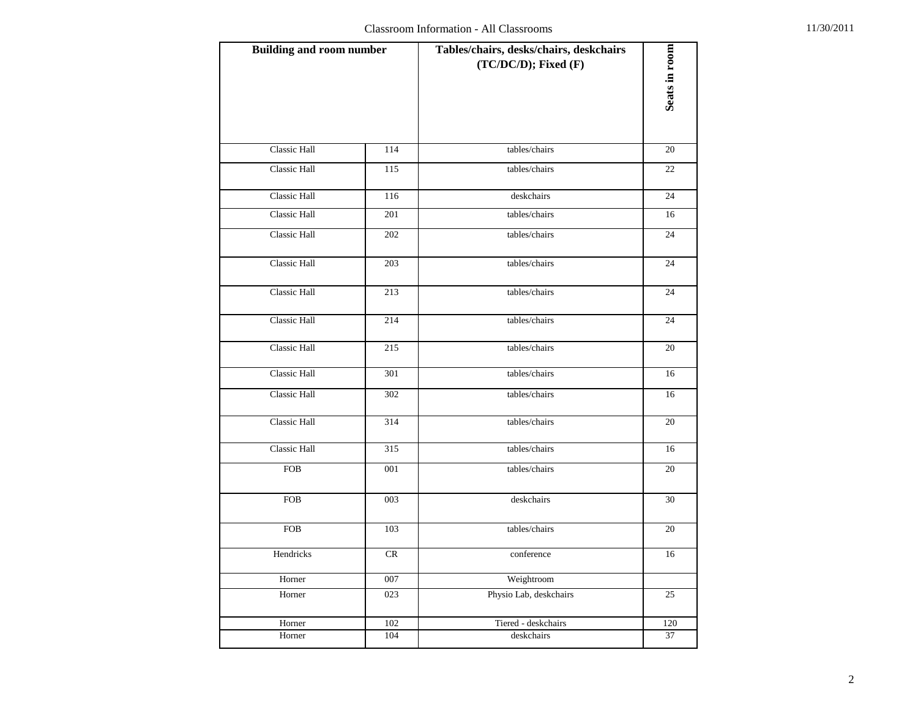Classroom Information - All Classrooms

11/30/2011

| Building and room number | | Tables/chairs, desks/chairs, deskchairs (TC/DC/D); Fixed (F) | Seats in room |
|---|---|---|---|
| Classic Hall | 114 | tables/chairs | 20 |
| Classic Hall | 115 | tables/chairs | 22 |
| Classic Hall | 116 | deskchairs | 24 |
| Classic Hall | 201 | tables/chairs | 16 |
| Classic Hall | 202 | tables/chairs | 24 |
| Classic Hall | 203 | tables/chairs | 24 |
| Classic Hall | 213 | tables/chairs | 24 |
| Classic Hall | 214 | tables/chairs | 24 |
| Classic Hall | 215 | tables/chairs | 20 |
| Classic Hall | 301 | tables/chairs | 16 |
| Classic Hall | 302 | tables/chairs | 16 |
| Classic Hall | 314 | tables/chairs | 20 |
| Classic Hall | 315 | tables/chairs | 16 |
| FOB | 001 | tables/chairs | 20 |
| FOB | 003 | deskchairs | 30 |
| FOB | 103 | tables/chairs | 20 |
| Hendricks | CR | conference | 16 |
| Horner | 007 | Weightroom | |
| Horner | 023 | Physio Lab, deskchairs | 25 |
| Horner | 102 | Tiered - deskchairs | 120 |
| Horner | 104 | deskchairs | 37 |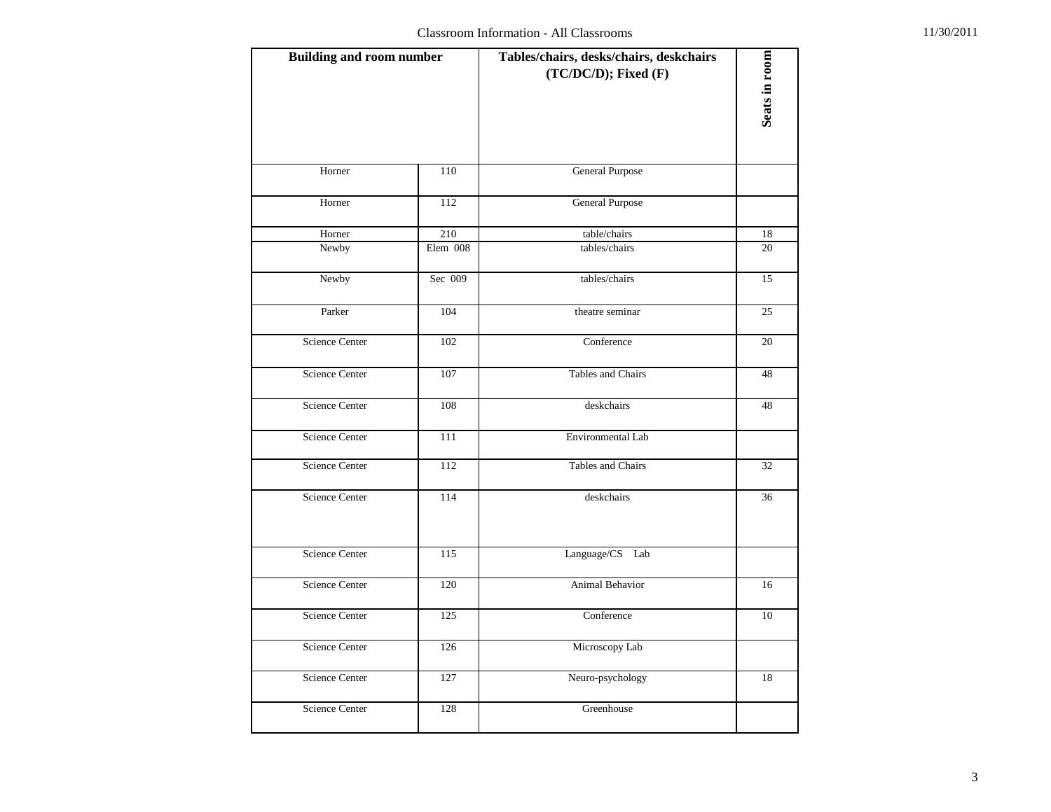| Building and room number | | Tables/chairs, desks/chairs, deskchairs (TC/DC/D); Fixed (F) | Seats in room |
|---|---|---|---|
| Horner | 110 | General Purpose | |
| Horner | 112 | General Purpose | |
| Horner | 210 | table/chairs | 18 |
| Newby | Elem 008 | tables/chairs | 20 |
| Newby | Sec 009 | tables/chairs | 15 |
| Parker | 104 | theatre seminar | 25 |
| Science Center | 102 | Conference | 20 |
| Science Center | 107 | Tables and Chairs | 48 |
| Science Center | 108 | deskchairs | 48 |
| Science Center | 111 | Environmental Lab | |
| Science Center | 112 | Tables and Chairs | 32 |
| Science Center | 114 | deskchairs | 36 |
| Science Center | 115 | Language/CS Lab | |
| Science Center | 120 | Animal Behavior | 16 |
| Science Center | 125 | Conference | 10 |
| Science Center | 126 | Microscopy Lab | |
| Science Center | 127 | Neuro-psychology | 18 |
| Science Center | 128 | Greenhouse | |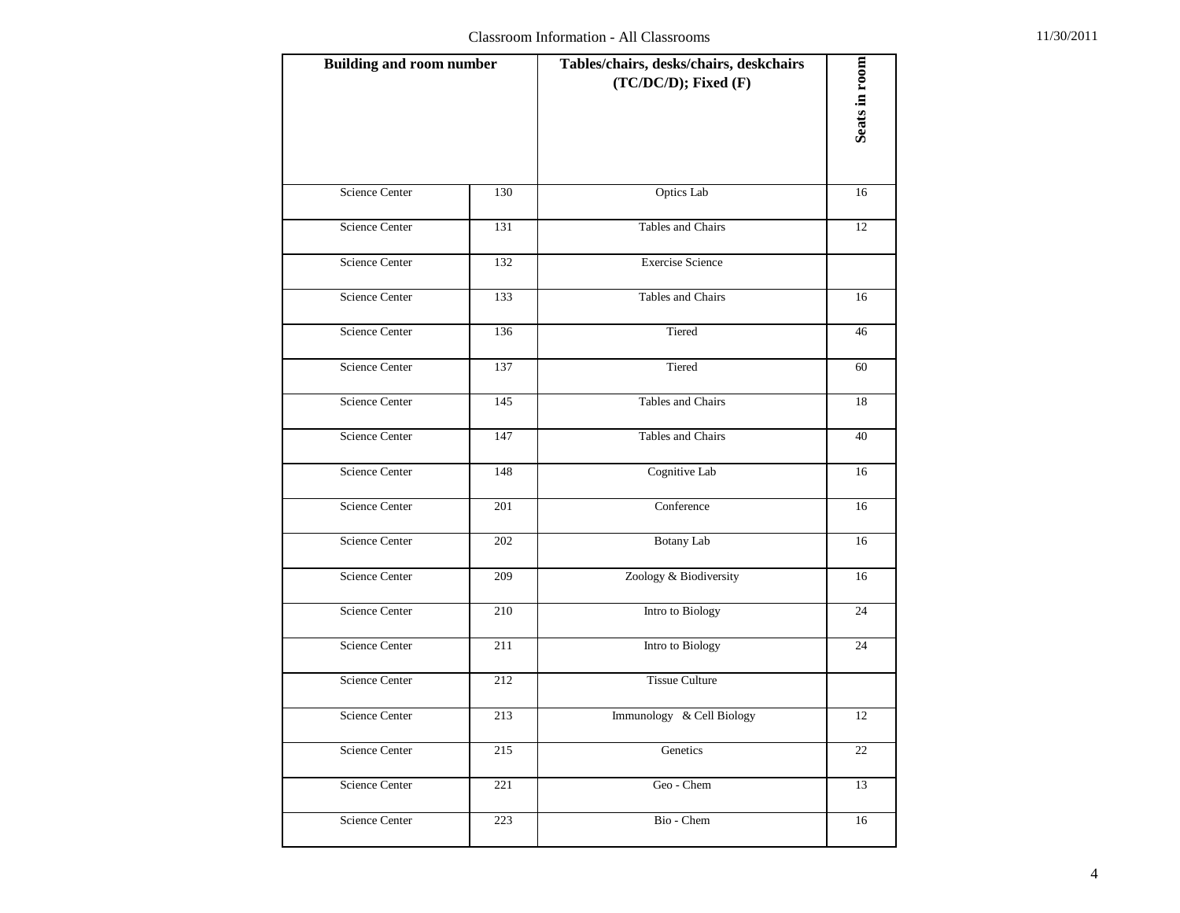| Building and room number | | Tables/chairs, desks/chairs, deskchairs (TC/DC/D); Fixed (F) | Seats in room |
|---|---|---|---|
| Science Center | 130 | Optics Lab | 16 |
| Science Center | 131 | Tables and Chairs | 12 |
| Science Center | 132 | Exercise Science | |
| Science Center | 133 | Tables and Chairs | 16 |
| Science Center | 136 | Tiered | 46 |
| Science Center | 137 | Tiered | 60 |
| Science Center | 145 | Tables and Chairs | 18 |
| Science Center | 147 | Tables and Chairs | 40 |
| Science Center | 148 | Cognitive Lab | 16 |
| Science Center | 201 | Conference | 16 |
| Science Center | 202 | Botany Lab | 16 |
| Science Center | 209 | Zoology & Biodiversity | 16 |
| Science Center | 210 | Intro to Biology | 24 |
| Science Center | 211 | Intro to Biology | 24 |
| Science Center | 212 | Tissue Culture | |
| Science Center | 213 | Immunology & Cell Biology | 12 |
| Science Center | 215 | Genetics | 22 |
| Science Center | 221 | Geo - Chem | 13 |
| Science Center | 223 | Bio - Chem | 16 |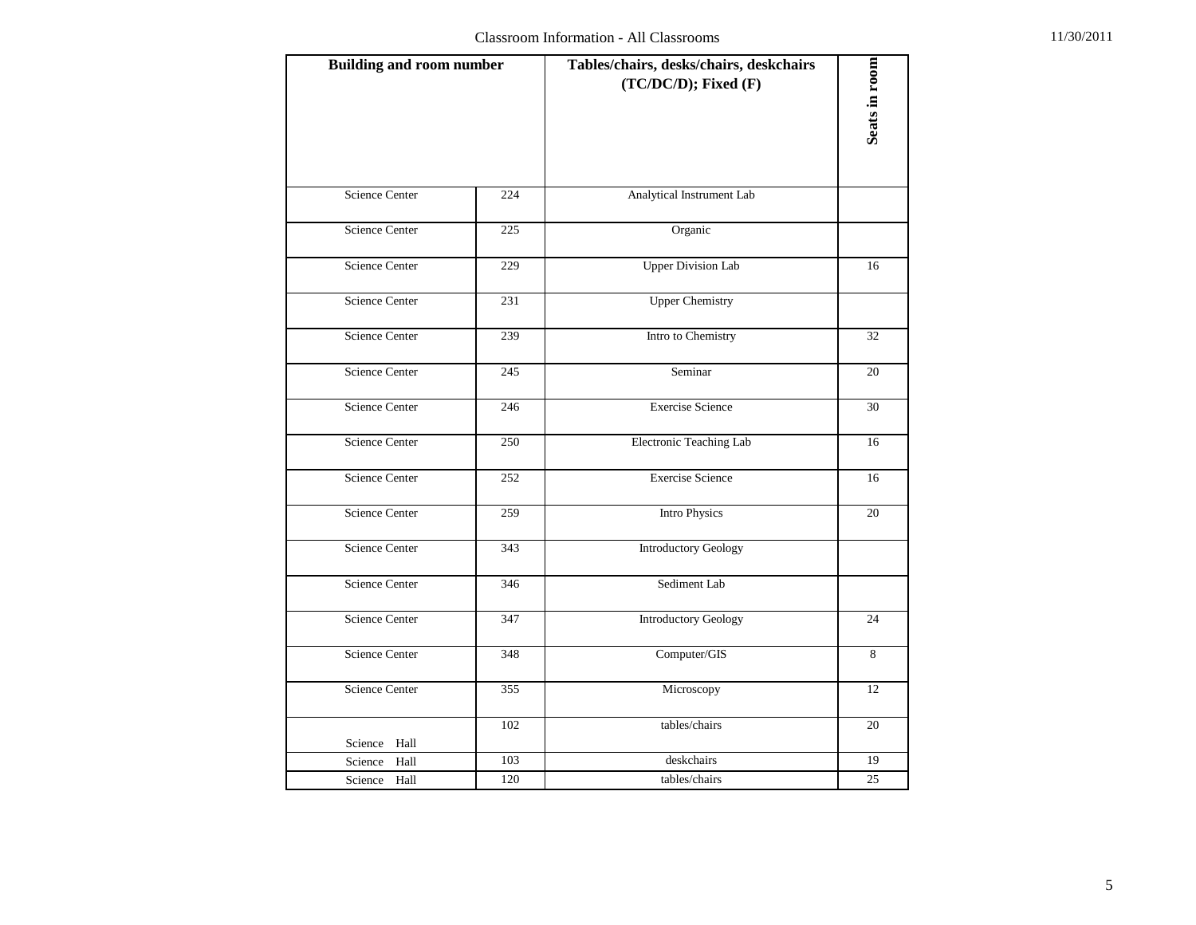| Building and room number | | Tables/chairs, desks/chairs, deskchairs (TC/DC/D); Fixed (F) | Seats in room |
|---|---|---|---|
| Science Center | 224 | Analytical Instrument Lab | |
| Science Center | 225 | Organic | |
| Science Center | 229 | Upper Division Lab | 16 |
| Science Center | 231 | Upper Chemistry | |
| Science Center | 239 | Intro to Chemistry | 32 |
| Science Center | 245 | Seminar | 20 |
| Science Center | 246 | Exercise Science | 30 |
| Science Center | 250 | Electronic Teaching Lab | 16 |
| Science Center | 252 | Exercise Science | 16 |
| Science Center | 259 | Intro Physics | 20 |
| Science Center | 343 | Introductory Geology | |
| Science Center | 346 | Sediment Lab | |
| Science Center | 347 | Introductory Geology | 24 |
| Science Center | 348 | Computer/GIS | 8 |
| Science Center | 355 | Microscopy | 12 |
| Science Hall | 102 | tables/chairs | 20 |
| Science Hall | 103 | deskchairs | 19 |
| Science Hall | 120 | tables/chairs | 25 |